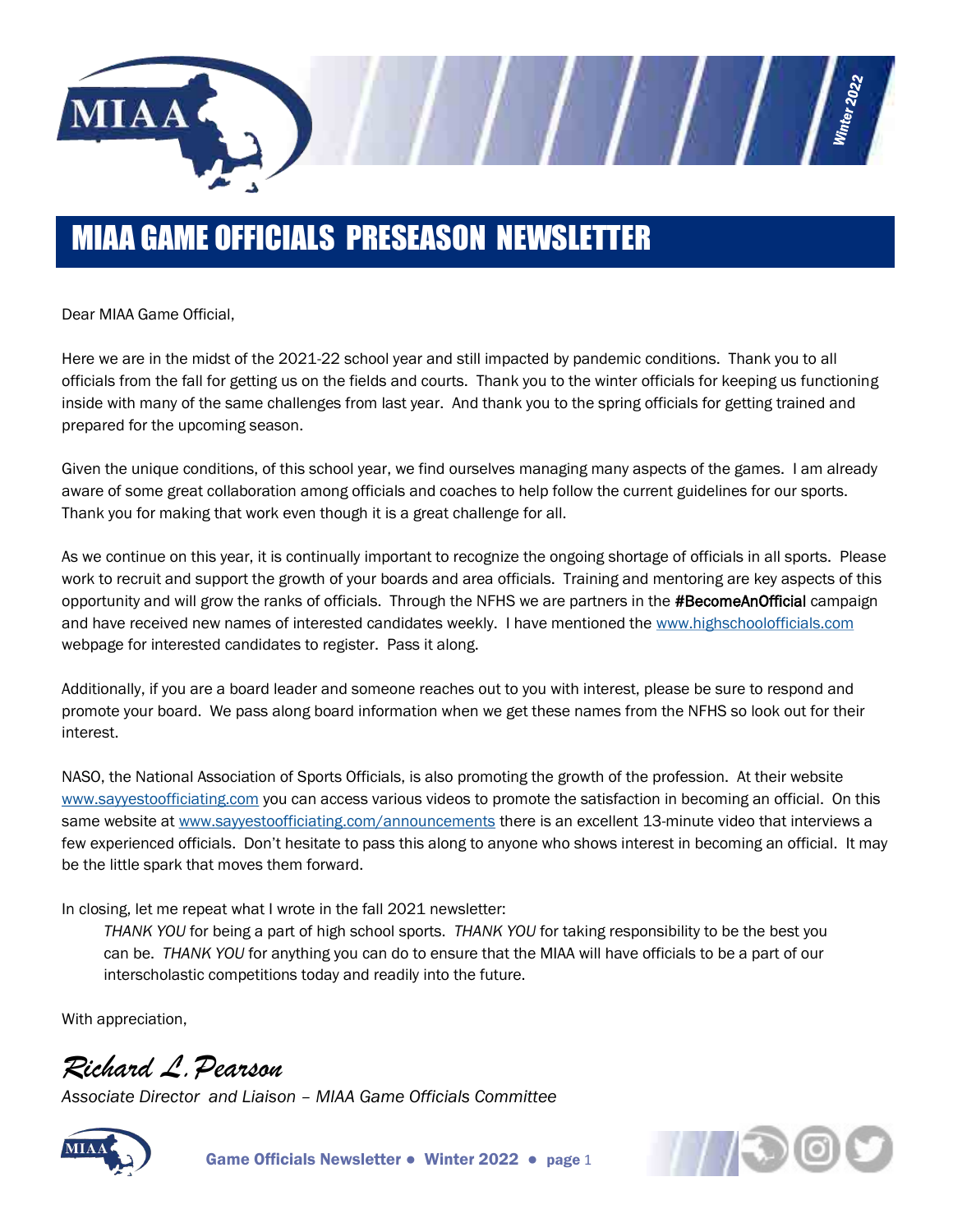# MIAA GAME OFFICIALS PRESEASON NEWSLETTER

Dear MIAA Game Official,

Here we are in the midst of the 2021-22 school year and still impacted by pandemic conditions. Thank you to all officials from the fall for getting us on the fields and courts. Thank you to the winter officials for keeping us functioning inside with many of the same challenges from last year. And thank you to the spring officials for getting trained and prepared for the upcoming season.

Given the unique conditions, of this school year, we find ourselves managing many aspects of the games. I am already aware of some great collaboration among officials and coaches to help follow the current guidelines for our sports. Thank you for making that work even though it is a great challenge for all.

As we continue on this year, it is continually important to recognize the ongoing shortage of officials in all sports. Please work to recruit and support the growth of your boards and area officials. Training and mentoring are key aspects of this opportunity and will grow the ranks of officials. Through the NFHS we are partners in the #BecomeAnOfficial campaign and have received new names of interested candidates weekly. I have mentioned the www.highschoolofficials.com webpage for interested candidates to register. Pass it along.

Additionally, if you are a board leader and someone reaches out to you with interest, please be sure to respond and promote your board. We pass along board information when we get these names from the NFHS so look out for their interest.

NASO, the National Association of Sports Officials, is also promoting the growth of the profession. At their website www.sayyestoofficiating.com you can access various videos to promote the satisfaction in becoming an official. On this same website at www.sayyestoofficiating.com/announcements there is an excellent 13-minute video that interviews a few experienced officials. Don't hesitate to pass this along to anyone who shows interest in becoming an official. It may be the little spark that moves them forward.

In closing, let me repeat what I wrote in the fall 2021 newsletter:

> *THANK YOU* for being a part of high school sports. *THANK YOU* for taking responsibility to be the best you can be. *THANK YOU* for anything you can do to ensure that the MIAA will have officials to be a part of our interscholastic competitions today and readily into the future.

With appreciation,

*Richard L. Pearson*

*Associate Director and Liaison – MIAA Game Officials Committee*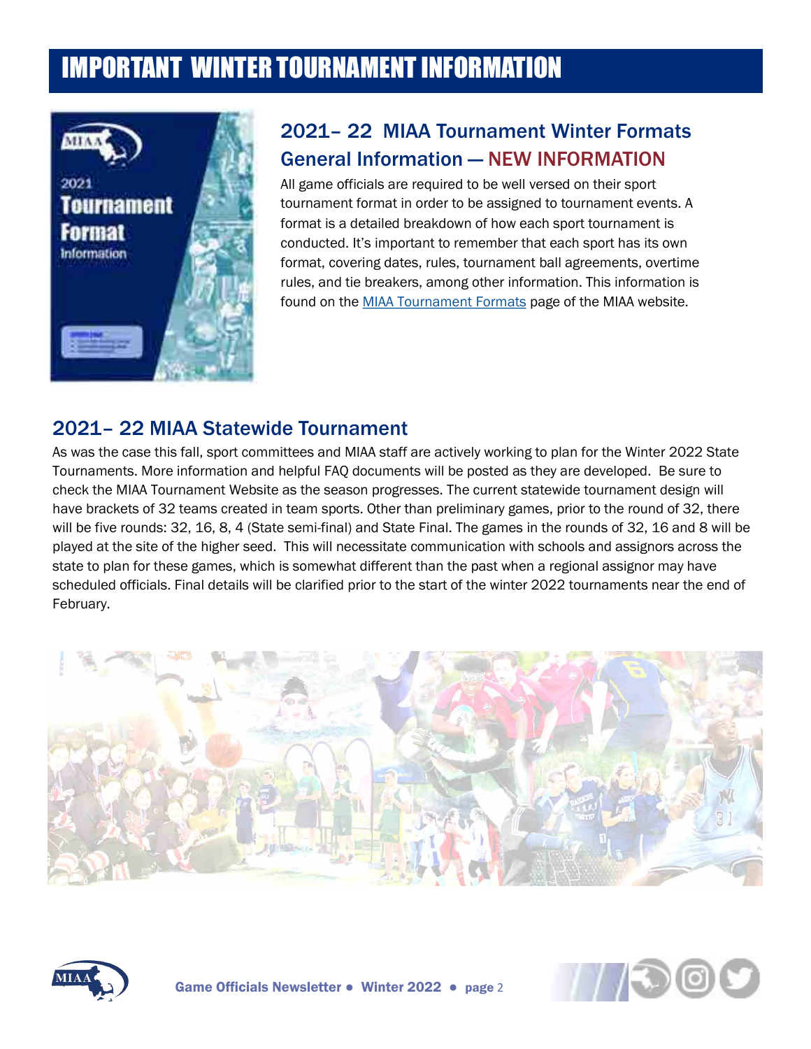# IMPORTANT WINTER TOURNAMENT INFORMATION

## 2021– 22 MIAA Tournament Winter Formats General Information — NEW INFORMATION

All game officials are required to be well versed on their sport tournament format in order to be assigned to tournament events. A format is a detailed breakdown of how each sport tournament is conducted. It's important to remember that each sport has its own format, covering dates, rules, tournament ball agreements, overtime rules, and tie breakers, among other information. This information is found on the MIAA Tournament Formats page of the MIAA website.

## 2021– 22 MIAA Statewide Tournament

As was the case this fall, sport committees and MIAA staff are actively working to plan for the Winter 2022 State Tournaments. More information and helpful FAQ documents will be posted as they are developed. Be sure to check the MIAA Tournament Website as the season progresses. The current statewide tournament design will have brackets of 32 teams created in team sports. Other than preliminary games, prior to the round of 32, there will be five rounds: 32, 16, 8, 4 (State semi-final) and State Final. The games in the rounds of 32, 16 and 8 will be played at the site of the higher seed. This will necessitate communication with schools and assignors across the state to plan for these games, which is somewhat different than the past when a regional assignor may have scheduled officials. Final details will be clarified prior to the start of the winter 2022 tournaments near the end of February.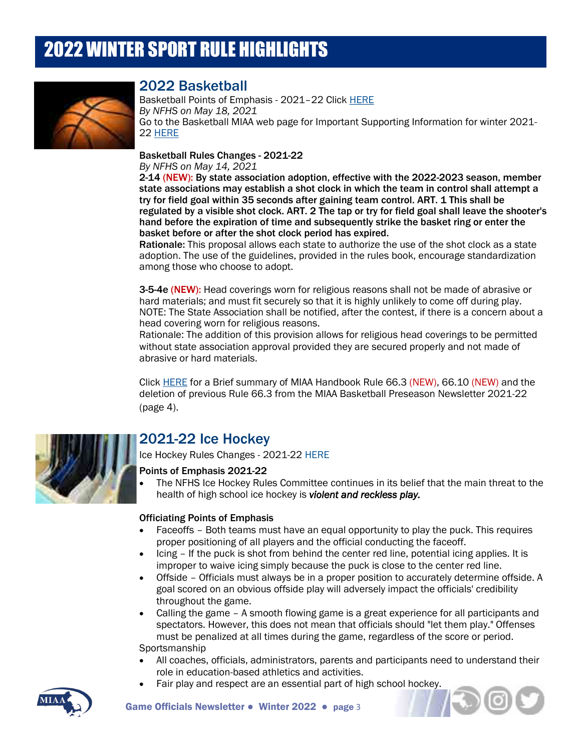# 2022 WINTER SPORT RULE HIGHLIGHTS

## 2022 Basketball

Basketball Points of Emphasis - 2021–22 Click HERE
*By NFHS on May 18, 2021*
Go to the Basketball MIAA web page for Important Supporting Information for winter 2021-22 HERE

**Basketball Rules Changes - 2021-22**
*By NFHS on May 14, 2021*
**2-14 (NEW): By state association adoption, effective with the 2022-2023 season, member state associations may establish a shot clock in which the team in control shall attempt a try for field goal within 35 seconds after gaining team control. ART. 1 This shall be regulated by a visible shot clock. ART. 2 The tap or try for field goal shall leave the shooter's hand before the expiration of time and subsequently strike the basket ring or enter the basket before or after the shot clock period has expired.**
**Rationale:** This proposal allows each state to authorize the use of the shot clock as a state adoption. The use of the guidelines, provided in the rules book, encourage standardization among those who choose to adopt.

**3-5-4e (NEW):** Head coverings worn for religious reasons shall not be made of abrasive or hard materials; and must fit securely so that it is highly unlikely to come off during play. NOTE: The State Association shall be notified, after the contest, if there is a concern about a head covering worn for religious reasons.
Rationale: The addition of this provision allows for religious head coverings to be permitted without state association approval provided they are secured properly and not made of abrasive or hard materials.

Click HERE for a Brief summary of MIAA Handbook Rule 66.3 (NEW), 66.10 (NEW) and the deletion of previous Rule 66.3 from the MIAA Basketball Preseason Newsletter 2021-22 (page 4).

## 2021-22 Ice Hockey

Ice Hockey Rules Changes - 2021-22 HERE

**Points of Emphasis 2021-22**

- The NFHS Ice Hockey Rules Committee continues in its belief that the main threat to the health of high school ice hockey is ***violent and reckless play.***

**Officiating Points of Emphasis**

- Faceoffs – Both teams must have an equal opportunity to play the puck. This requires proper positioning of all players and the official conducting the faceoff.
- Icing – If the puck is shot from behind the center red line, potential icing applies. It is improper to waive icing simply because the puck is close to the center red line.
- Offside – Officials must always be in a proper position to accurately determine offside. A goal scored on an obvious offside play will adversely impact the officials' credibility throughout the game.
- Calling the game – A smooth flowing game is a great experience for all participants and spectators. However, this does not mean that officials should "let them play." Offenses must be penalized at all times during the game, regardless of the score or period.

Sportsmanship

- All coaches, officials, administrators, parents and participants need to understand their role in education-based athletics and activities.
- Fair play and respect are an essential part of high school hockey.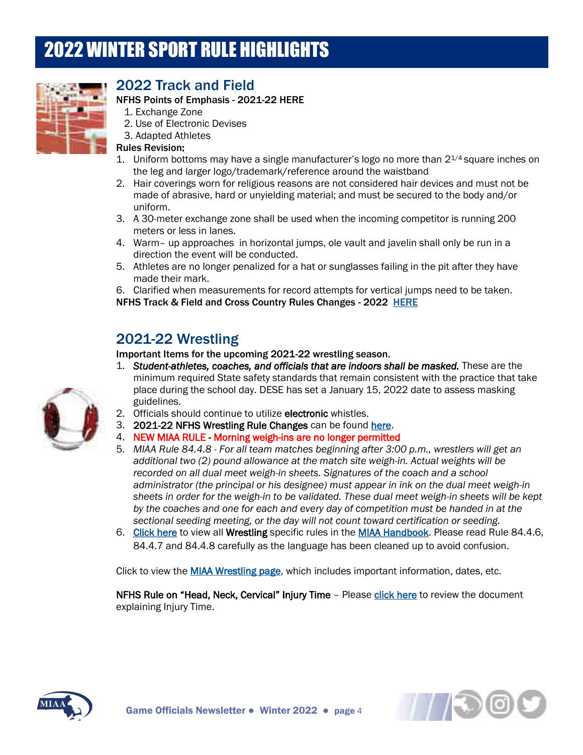# 2022 WINTER SPORT RULE HIGHLIGHTS

## 2022 Track and Field

**NFHS Points of Emphasis - 2021-22 HERE**

1. Exchange Zone
2. Use of Electronic Devises
3. Adapted Athletes

**Rules Revision:**

1. Uniform bottoms may have a single manufacturer's logo no more than $2^{1/4}$ square inches on the leg and larger logo/trademark/reference around the waistband
2. Hair coverings worn for religious reasons are not considered hair devices and must not be made of abrasive, hard or unyielding material; and must be secured to the body and/or uniform.
3. A 30-meter exchange zone shall be used when the incoming competitor is running 200 meters or less in lanes.
4. Warm– up approaches in horizontal jumps, ole vault and javelin shall only be run in a direction the event will be conducted.
5. Athletes are no longer penalized for a hat or sunglasses failing in the pit after they have made their mark.
6. Clarified when measurements for record attempts for vertical jumps need to be taken.

**NFHS Track & Field and Cross Country Rules Changes - 2022 HERE**

## 2021-22 Wrestling

**Important Items for the upcoming 2021-22 wrestling season.**

1. ***Student-athletes, coaches, and officials that are indoors shall be masked.*** These are the minimum required State safety standards that remain consistent with the practice that take place during the school day. DESE has set a January 15, 2022 date to assess masking guidelines.
2. Officials should continue to utilize **electronic** whistles.
3. **2021-22 NFHS Wrestling Rule Changes** can be found here.
4. **NEW MIAA RULE - Morning weigh-ins are no longer permitted**
5. *MIAA Rule 84.4.8 - For all team matches beginning after 3:00 p.m., wrestlers will get an additional two (2) pound allowance at the match site weigh-in. Actual weights will be recorded on all dual meet weigh-in sheets. Signatures of the coach and a school administrator (the principal or his designee) must appear in ink on the dual meet weigh-in sheets in order for the weigh-in to be validated. These dual meet weigh-in sheets will be kept by the coaches and one for each and every day of competition must be handed in at the sectional seeding meeting, or the day will not count toward certification or seeding.*
6. Click here to view all **Wrestling** specific rules in the MIAA Handbook. Please read Rule 84.4.6, 84.4.7 and 84.4.8 carefully as the language has been cleaned up to avoid confusion.

Click to view the MIAA Wrestling page, which includes important information, dates, etc.

**NFHS Rule on "Head, Neck, Cervical" Injury Time** – Please click here to review the document explaining Injury Time.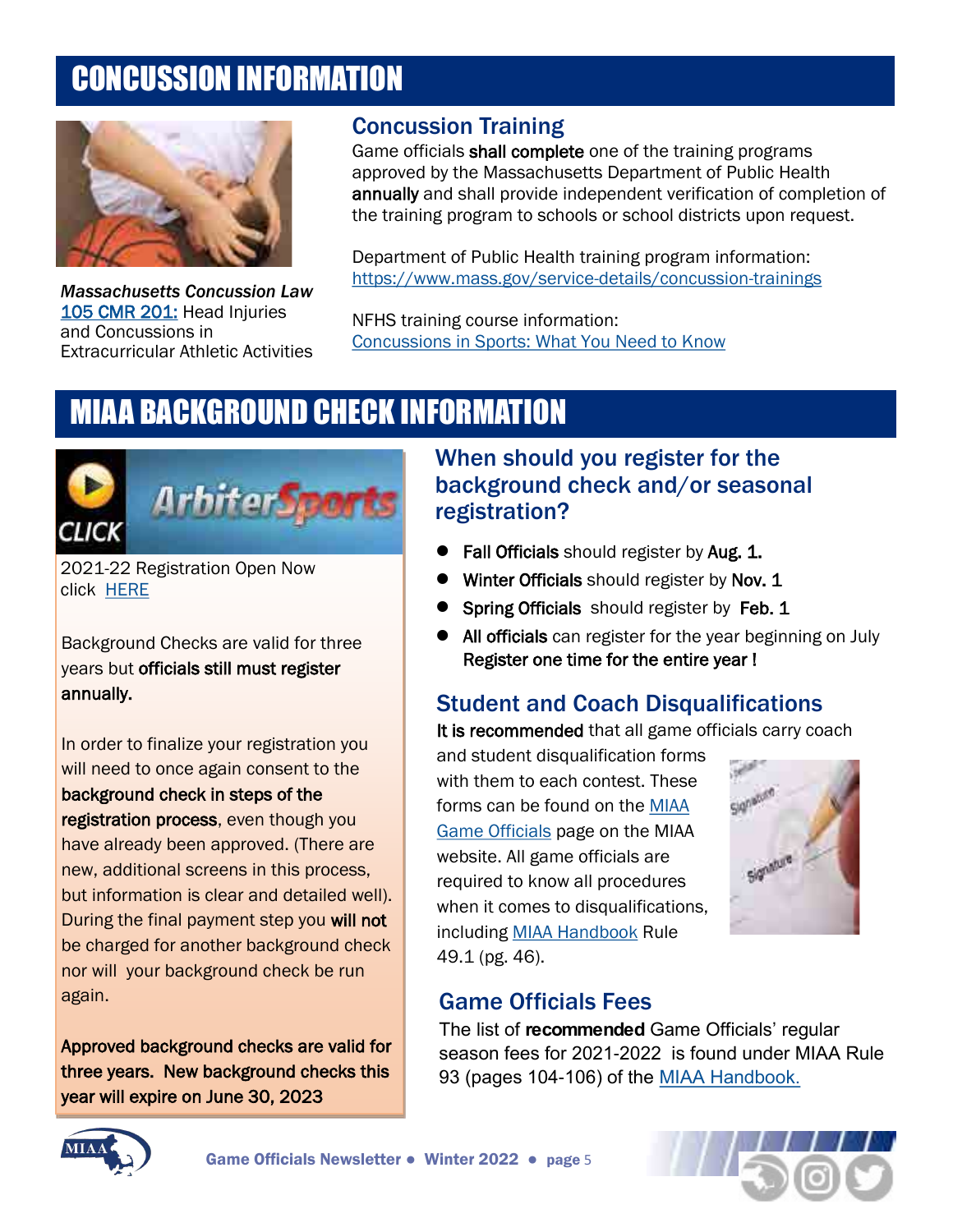# CONCUSSION INFORMATION

*Massachusetts Concussion Law*
105 CMR 201: Head Injuries and Concussions in Extracurricular Athletic Activities

## Concussion Training

Game officials **shall complete** one of the training programs approved by the Massachusetts Department of Public Health **annually** and shall provide independent verification of completion of the training program to schools or school districts upon request.

Department of Public Health training program information:
https://www.mass.gov/service-details/concussion-trainings

NFHS training course information:
Concussions in Sports: What You Need to Know

# MIAA BACKGROUND CHECK INFORMATION

CLICK ArbiterSports

2021-22 Registration Open Now
click HERE

Background Checks are valid for three years but **officials still must register annually.**

In order to finalize your registration you will need to once again consent to the **background check in steps of the registration process**, even though you have already been approved. (There are new, additional screens in this process, but information is clear and detailed well). During the final payment step you **will not** be charged for another background check nor will your background check be run again.

**Approved background checks are valid for three years. New background checks this year will expire on June 30, 2023**

## When should you register for the background check and/or seasonal registration?

- **Fall Officials** should register by **Aug. 1.**
- **Winter Officials** should register by **Nov. 1**
- **Spring Officials** should register by **Feb. 1**
- **All officials** can register for the year beginning on July **Register one time for the entire year !**

## Student and Coach Disqualifications

**It is recommended** that all game officials carry coach and student disqualification forms with them to each contest. These forms can be found on the MIAA Game Officials page on the MIAA website. All game officials are required to know all procedures when it comes to disqualifications, including MIAA Handbook Rule 49.1 (pg. 46).

## Game Officials Fees

The list of **recommended** Game Officials' regular season fees for 2021-2022 is found under MIAA Rule 93 (pages 104-106) of the MIAA Handbook.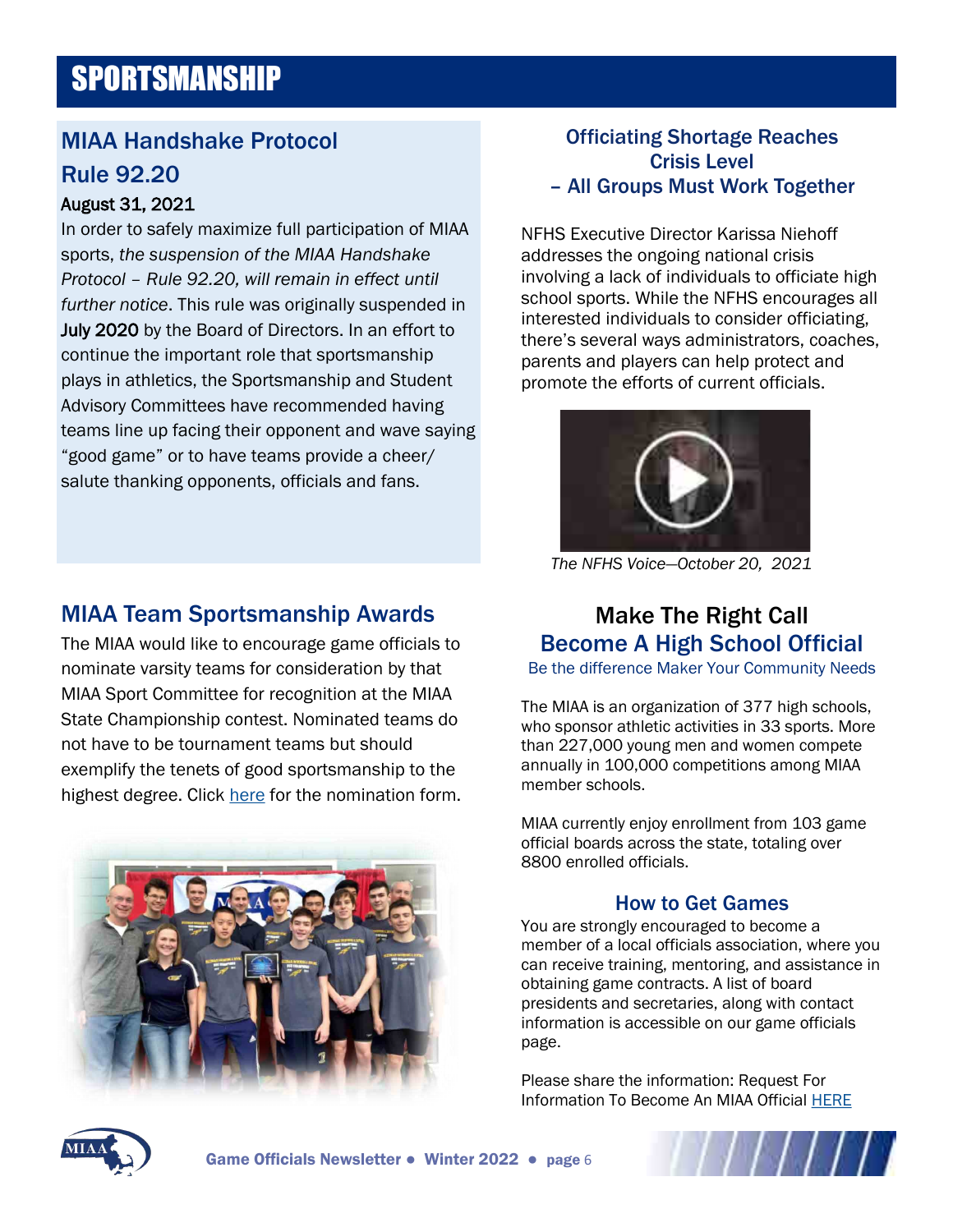# SPORTSMANSHIP

## MIAA Handshake Protocol Rule 92.20

**August 31, 2021**

In order to safely maximize full participation of MIAA sports, *the suspension of the MIAA Handshake Protocol – Rule 92.20, will remain in effect until further notice*. This rule was originally suspended in **July 2020** by the Board of Directors. In an effort to continue the important role that sportsmanship plays in athletics, the Sportsmanship and Student Advisory Committees have recommended having teams line up facing their opponent and wave saying "good game" or to have teams provide a cheer/ salute thanking opponents, officials and fans.

## MIAA Team Sportsmanship Awards

The MIAA would like to encourage game officials to nominate varsity teams for consideration by that MIAA Sport Committee for recognition at the MIAA State Championship contest. Nominated teams do not have to be tournament teams but should exemplify the tenets of good sportsmanship to the highest degree. Click here for the nomination form.

## Officiating Shortage Reaches Crisis Level – All Groups Must Work Together

NFHS Executive Director Karissa Niehoff addresses the ongoing national crisis involving a lack of individuals to officiate high school sports. While the NFHS encourages all interested individuals to consider officiating, there's several ways administrators, coaches, parents and players can help protect and promote the efforts of current officials.

*The NFHS Voice—October 20, 2021*

## Make The Right Call
## Become A High School Official

Be the difference Maker Your Community Needs

The MIAA is an organization of 377 high schools, who sponsor athletic activities in 33 sports. More than 227,000 young men and women compete annually in 100,000 competitions among MIAA member schools.

MIAA currently enjoy enrollment from 103 game official boards across the state, totaling over 8800 enrolled officials.

### How to Get Games

You are strongly encouraged to become a member of a local officials association, where you can receive training, mentoring, and assistance in obtaining game contracts. A list of board presidents and secretaries, along with contact information is accessible on our game officials page.

Please share the information: Request For Information To Become An MIAA Official HERE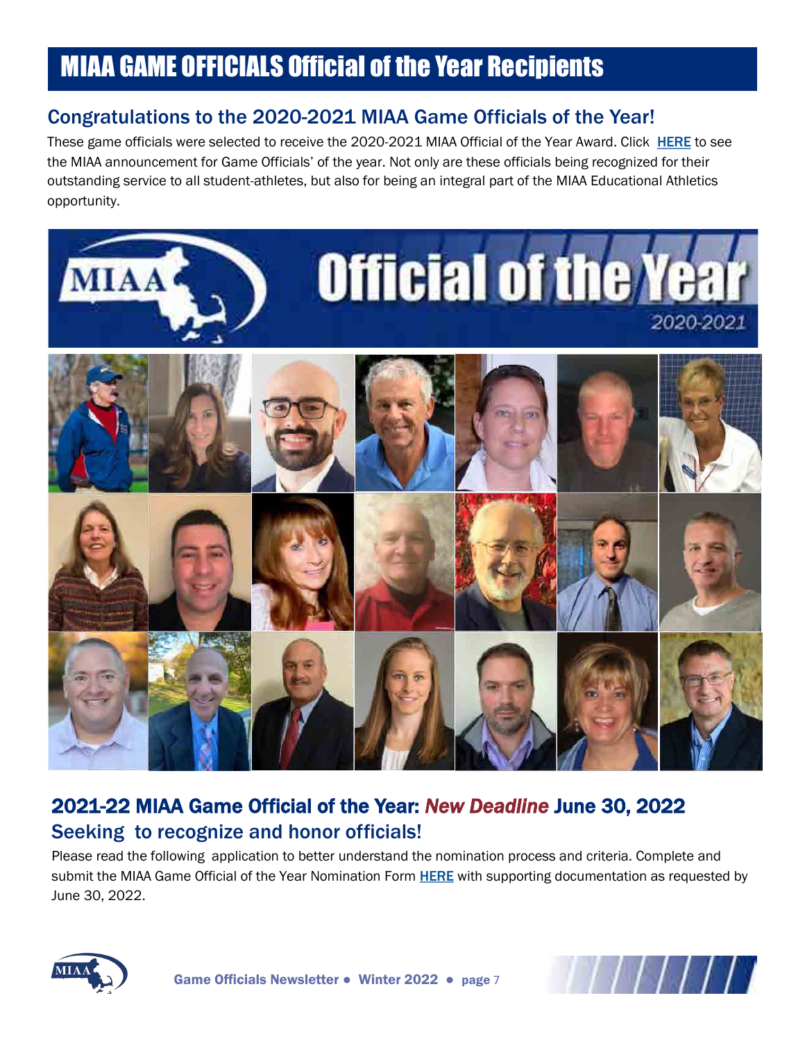# MIAA GAME OFFICIALS Official of the Year Recipients

## Congratulations to the 2020-2021 MIAA Game Officials of the Year!

These game officials were selected to receive the 2020-2021 MIAA Official of the Year Award. Click **HERE** to see the MIAA announcement for Game Officials' of the year. Not only are these officials being recognized for their outstanding service to all student-athletes, but also for being an integral part of the MIAA Educational Athletics opportunity.

MIAA Official of the Year 2020-2021

## 2021-22 MIAA Game Official of the Year: *New Deadline* June 30, 2022

### Seeking to recognize and honor officials!

Please read the following application to better understand the nomination process and criteria. Complete and submit the MIAA Game Official of the Year Nomination Form **HERE** with supporting documentation as requested by June 30, 2022.